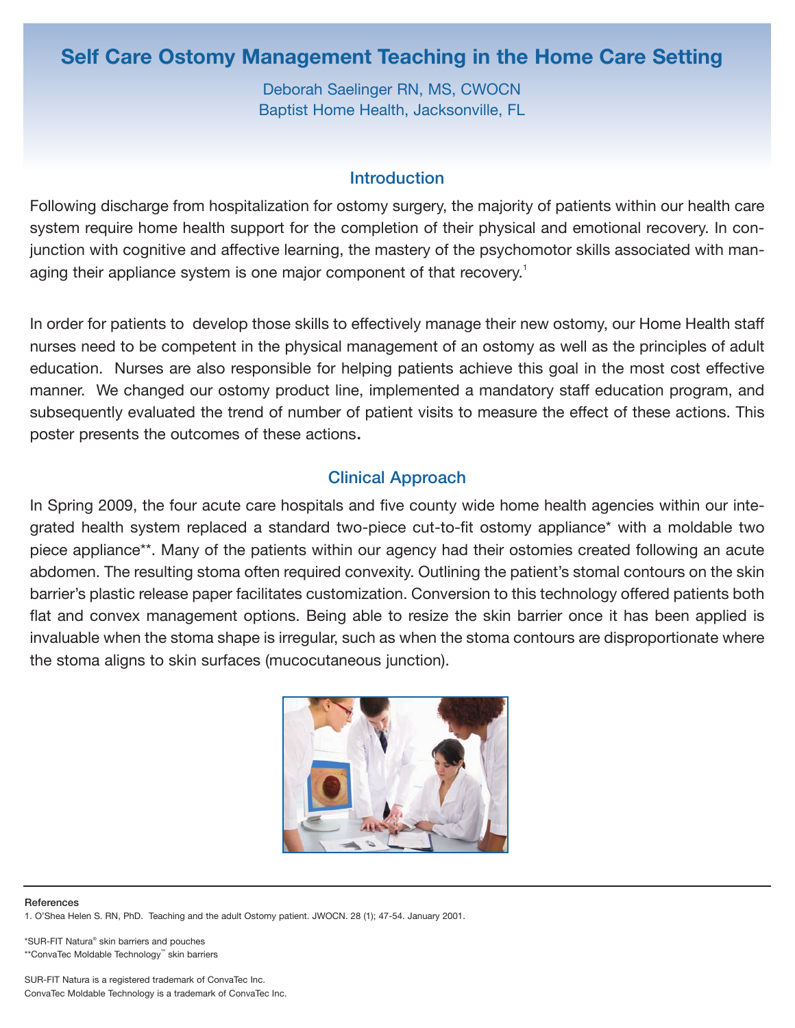# Self Care Ostomy Management Teaching in the Home Care Setting

Deborah Saelinger RN, MS, CWOCN
Baptist Home Health, Jacksonville, FL

## Introduction

Following discharge from hospitalization for ostomy surgery, the majority of patients within our health care system require home health support for the completion of their physical and emotional recovery. In conjunction with cognitive and affective learning, the mastery of the psychomotor skills associated with managing their appliance system is one major component of that recovery.[1]

In order for patients to develop those skills to effectively manage their new ostomy, our Home Health staff nurses need to be competent in the physical management of an ostomy as well as the principles of adult education. Nurses are also responsible for helping patients achieve this goal in the most cost effective manner. We changed our ostomy product line, implemented a mandatory staff education program, and subsequently evaluated the trend of number of patient visits to measure the effect of these actions. This poster presents the outcomes of these actions**.**

## Clinical Approach

In Spring 2009, the four acute care hospitals and five county wide home health agencies within our integrated health system replaced a standard two-piece cut-to-fit ostomy appliance* with a moldable two piece appliance**. Many of the patients within our agency had their ostomies created following an acute abdomen. The resulting stoma often required convexity. Outlining the patient's stomal contours on the skin barrier's plastic release paper facilitates customization. Conversion to this technology offered patients both flat and convex management options. Being able to resize the skin barrier once it has been applied is invaluable when the stoma shape is irregular, such as when the stoma contours are disproportionate where the stoma aligns to skin surfaces (mucocutaneous junction).

**References**

1. O'Shea Helen S. RN, PhD. Teaching and the adult Ostomy patient. JWOCN. 28 (1); 47-54. January 2001.

*SUR-FIT Natura® skin barriers and pouches
**ConvaTec Moldable Technology™ skin barriers

SUR-FIT Natura is a registered trademark of ConvaTec Inc.
ConvaTec Moldable Technology is a trademark of ConvaTec Inc.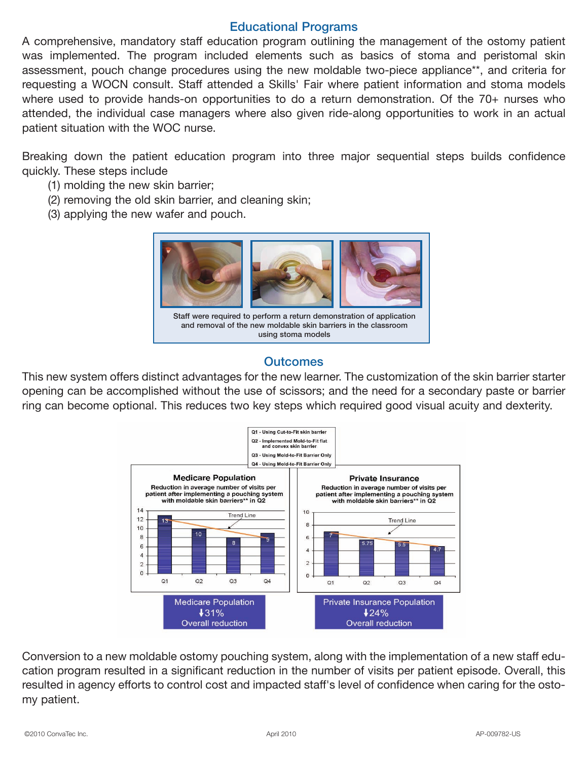## Educational Programs

A comprehensive, mandatory staff education program outlining the management of the ostomy patient was implemented. The program included elements such as basics of stoma and peristomal skin assessment, pouch change procedures using the new moldable two-piece appliance**, and criteria for requesting a WOCN consult. Staff attended a Skills' Fair where patient information and stoma models where used to provide hands-on opportunities to do a return demonstration. Of the 70+ nurses who attended, the individual case managers where also given ride-along opportunities to work in an actual patient situation with the WOC nurse.

Breaking down the patient education program into three major sequential steps builds confidence quickly. These steps include

(1) molding the new skin barrier;
(2) removing the old skin barrier, and cleaning skin;
(3) applying the new wafer and pouch.

Staff were required to perform a return demonstration of application and removal of the new moldable skin barriers in the classroom using stoma models

## Outcomes

This new system offers distinct advantages for the new learner. The customization of the skin barrier starter opening can be accomplished without the use of scissors; and the need for a secondary paste or barrier ring can become optional. This reduces two key steps which required good visual acuity and dexterity.

Q1 - Using Cut-to-Fit skin barrier
Q2 - Implemented Mold-to-Fit flat and convex skin barrier
Q3 - Using Mold-to-Fit Barrier Only
Q4 - Using Mold-to-Fit Barrier Only

**Medicare Population**
Reduction in average number of visits per patient after implementing a pouching system with moldable skin barriers** in Q2

14, 12, 10, 8, 6, 4, 2, 0
Trend Line
13, 10, 8, 9
Q1, Q2, Q3, Q4

**Private Insurance**
Reduction in average number of visits per patient after implementing a pouching system with moldable skin barriers** in Q2

10, 8, 6, 4, 2, 0
Trend Line
7, 5.75, 5.5, 4.7
Q1, Q2, Q3, Q4

Medicare Population
↓31%
Overall reduction

Private Insurance Population
↓24%
Overall reduction

Conversion to a new moldable ostomy pouching system, along with the implementation of a new staff education program resulted in a significant reduction in the number of visits per patient episode. Overall, this resulted in agency efforts to control cost and impacted staff's level of confidence when caring for the ostomy patient.

©2010 ConvaTec Inc. April 2010 AP-009782-US